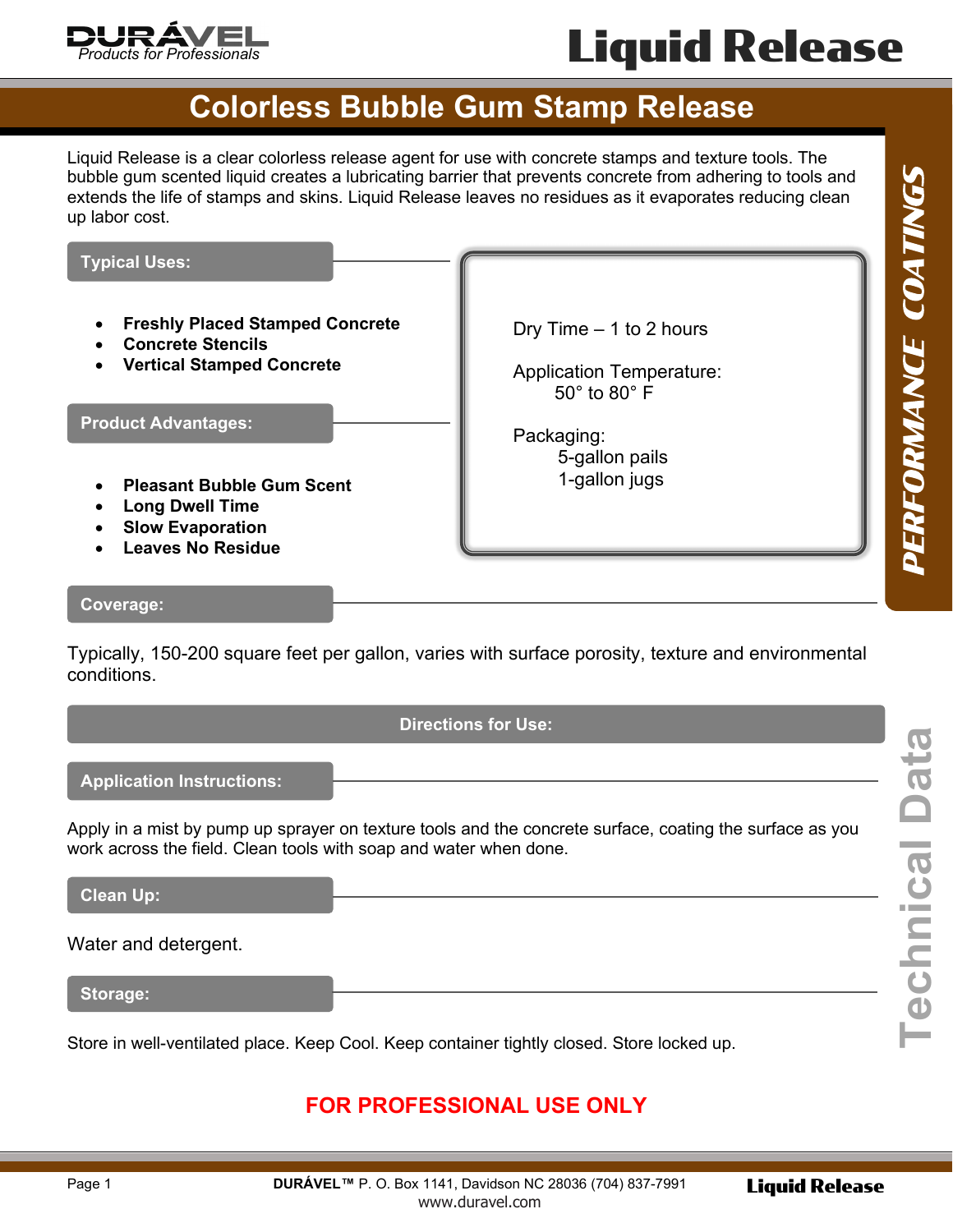DURÁVEL
*Products for Professionals*

# Liquid Release

## Colorless Bubble Gum Stamp Release

Liquid Release is a clear colorless release agent for use with concrete stamps and texture tools. The bubble gum scented liquid creates a lubricating barrier that prevents concrete from adhering to tools and extends the life of stamps and skins. Liquid Release leaves no residues as it evaporates reducing clean up labor cost.

### Typical Uses:

- **Freshly Placed Stamped Concrete**
- **Concrete Stencils**
- **Vertical Stamped Concrete**

### Product Advantages:

- **Pleasant Bubble Gum Scent**
- **Long Dwell Time**
- **Slow Evaporation**
- **Leaves No Residue**

Dry Time – 1 to 2 hours

Application Temperature:
50° to 80° F

Packaging:
5-gallon pails
1-gallon jugs

*PERFORMANCE COATINGS*

### Coverage:

Typically, 150-200 square feet per gallon, varies with surface porosity, texture and environmental conditions.

## Directions for Use:

### Application Instructions:

Apply in a mist by pump up sprayer on texture tools and the concrete surface, coating the surface as you work across the field. Clean tools with soap and water when done.

### Clean Up:

Water and detergent.

### Storage:

Store in well-ventilated place. Keep Cool. Keep container tightly closed. Store locked up.

**FOR PROFESSIONAL USE ONLY**

Technical Data

**DURÁVEL™** P. O. Box 1141, Davidson NC 28036 (704) 837-7991
www.duravel.com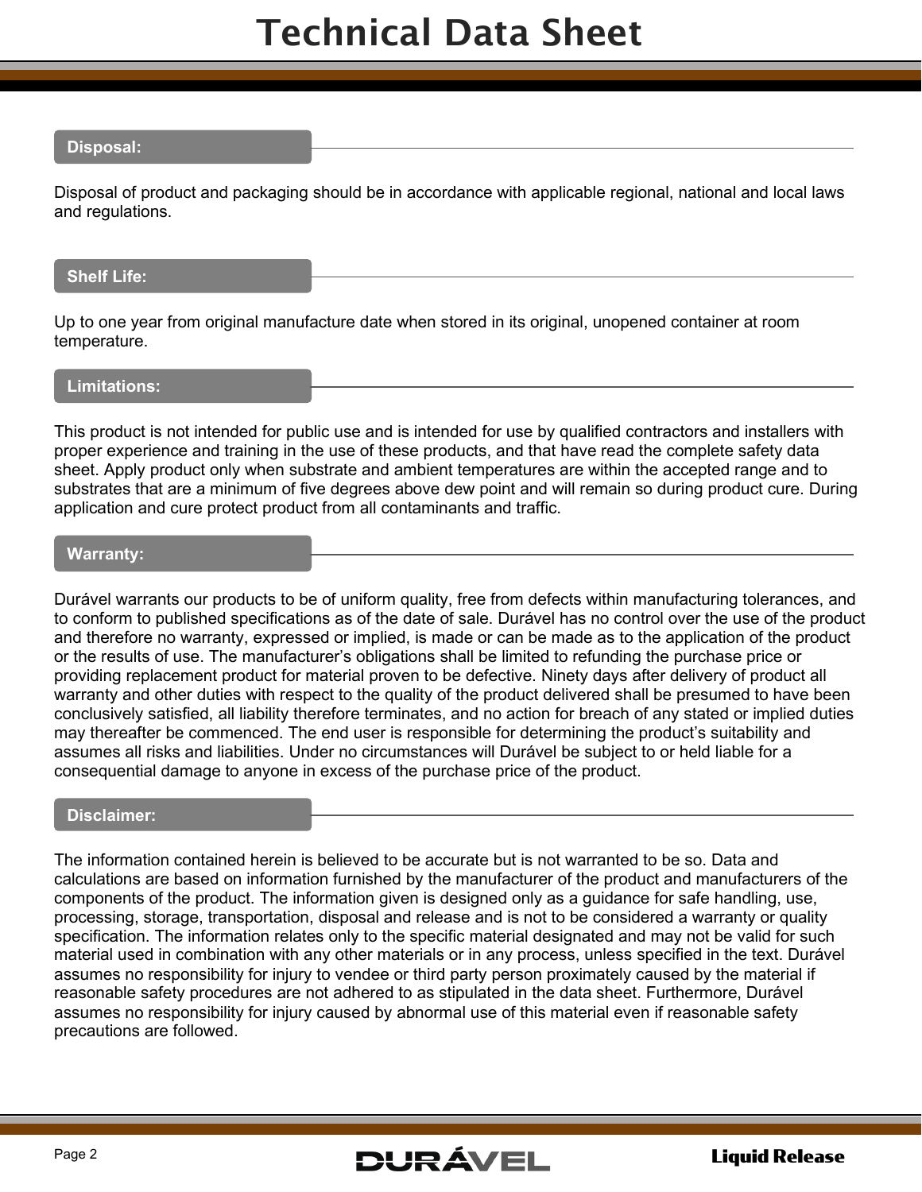## Disposal:

Disposal of product and packaging should be in accordance with applicable regional, national and local laws and regulations.

## Shelf Life:

Up to one year from original manufacture date when stored in its original, unopened container at room temperature.

## Limitations:

This product is not intended for public use and is intended for use by qualified contractors and installers with proper experience and training in the use of these products, and that have read the complete safety data sheet. Apply product only when substrate and ambient temperatures are within the accepted range and to substrates that are a minimum of five degrees above dew point and will remain so during product cure. During application and cure protect product from all contaminants and traffic.

## Warranty:

Durável warrants our products to be of uniform quality, free from defects within manufacturing tolerances, and to conform to published specifications as of the date of sale. Durável has no control over the use of the product and therefore no warranty, expressed or implied, is made or can be made as to the application of the product or the results of use. The manufacturer's obligations shall be limited to refunding the purchase price or providing replacement product for material proven to be defective. Ninety days after delivery of product all warranty and other duties with respect to the quality of the product delivered shall be presumed to have been conclusively satisfied, all liability therefore terminates, and no action for breach of any stated or implied duties may thereafter be commenced. The end user is responsible for determining the product's suitability and assumes all risks and liabilities. Under no circumstances will Durável be subject to or held liable for a consequential damage to anyone in excess of the purchase price of the product.

## Disclaimer:

The information contained herein is believed to be accurate but is not warranted to be so. Data and calculations are based on information furnished by the manufacturer of the product and manufacturers of the components of the product. The information given is designed only as a guidance for safe handling, use, processing, storage, transportation, disposal and release and is not to be considered a warranty or quality specification. The information relates only to the specific material designated and may not be valid for such material used in combination with any other materials or in any process, unless specified in the text. Durável assumes no responsibility for injury to vendee or third party person proximately caused by the material if reasonable safety procedures are not adhered to as stipulated in the data sheet. Furthermore, Durável assumes no responsibility for injury caused by abnormal use of this material even if reasonable safety precautions are followed.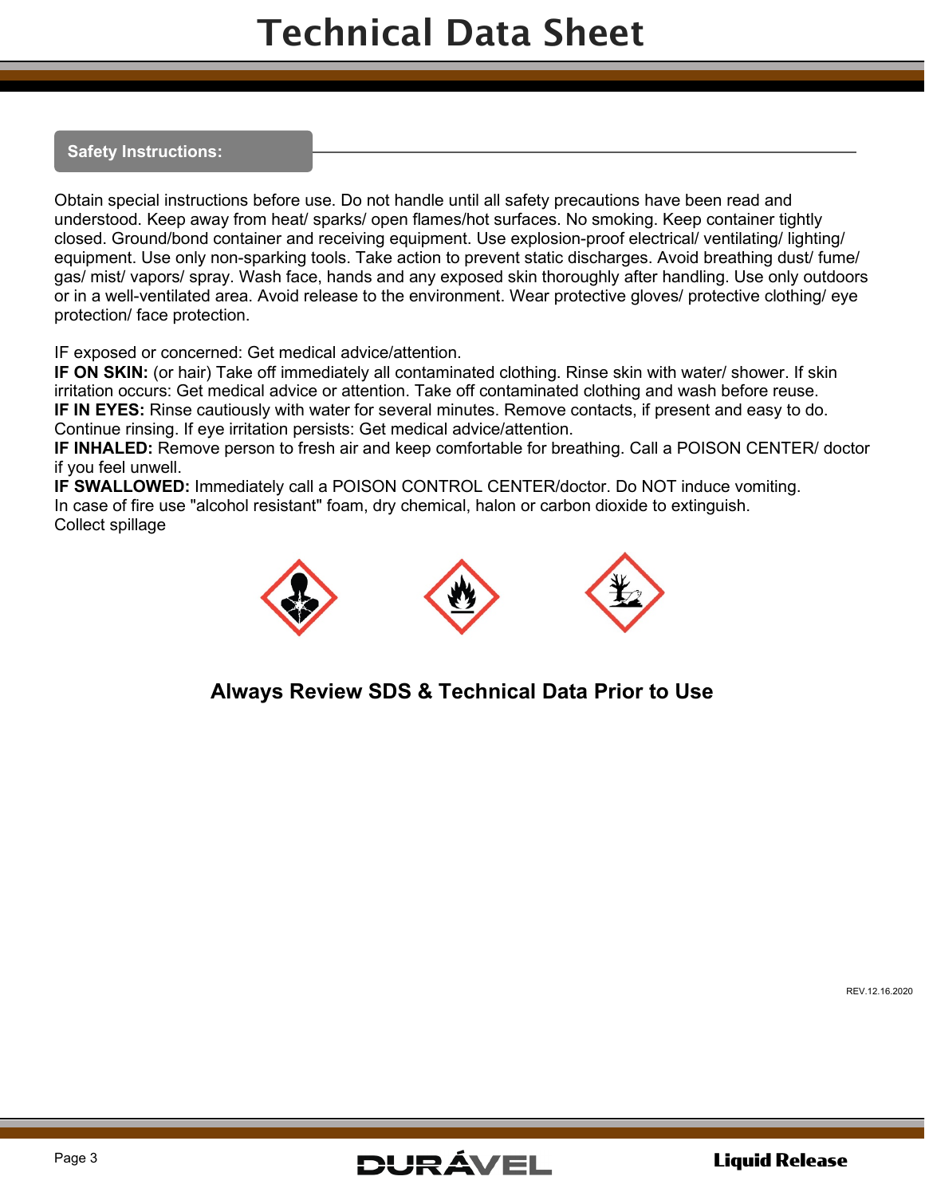# Technical Data Sheet

## Safety Instructions:

Obtain special instructions before use. Do not handle until all safety precautions have been read and understood. Keep away from heat/ sparks/ open flames/hot surfaces. No smoking. Keep container tightly closed. Ground/bond container and receiving equipment. Use explosion-proof electrical/ ventilating/ lighting/ equipment. Use only non-sparking tools. Take action to prevent static discharges. Avoid breathing dust/ fume/ gas/ mist/ vapors/ spray. Wash face, hands and any exposed skin thoroughly after handling. Use only outdoors or in a well-ventilated area. Avoid release to the environment. Wear protective gloves/ protective clothing/ eye protection/ face protection.

IF exposed or concerned: Get medical advice/attention.
**IF ON SKIN:** (or hair) Take off immediately all contaminated clothing. Rinse skin with water/ shower. If skin irritation occurs: Get medical advice or attention. Take off contaminated clothing and wash before reuse.
**IF IN EYES:** Rinse cautiously with water for several minutes. Remove contacts, if present and easy to do. Continue rinsing. If eye irritation persists: Get medical advice/attention.
**IF INHALED:** Remove person to fresh air and keep comfortable for breathing. Call a POISON CENTER/ doctor if you feel unwell.
**IF SWALLOWED:** Immediately call a POISON CONTROL CENTER/doctor. Do NOT induce vomiting.
In case of fire use "alcohol resistant" foam, dry chemical, halon or carbon dioxide to extinguish.
Collect spillage

**Always Review SDS & Technical Data Prior to Use**

REV.12.16.2020